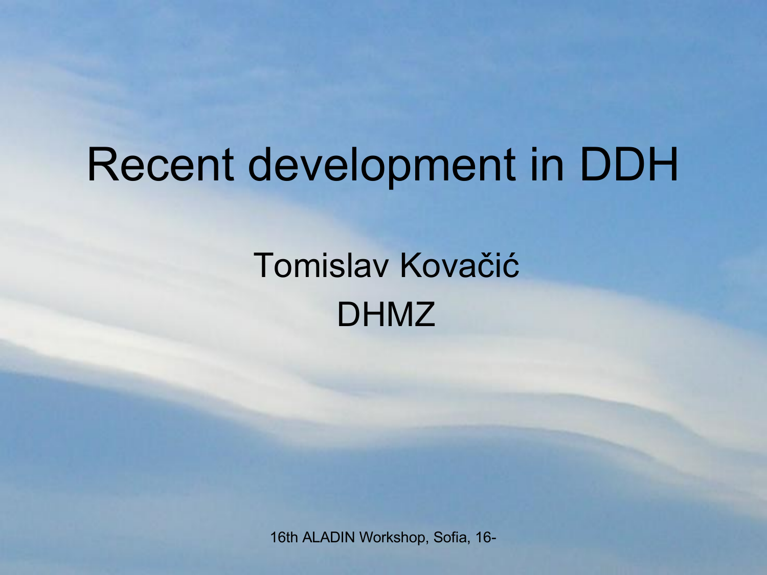# Recent development in DDH

Tomislav Kovačić

DHMZ

16th ALADIN Workshop, Sofia, 16-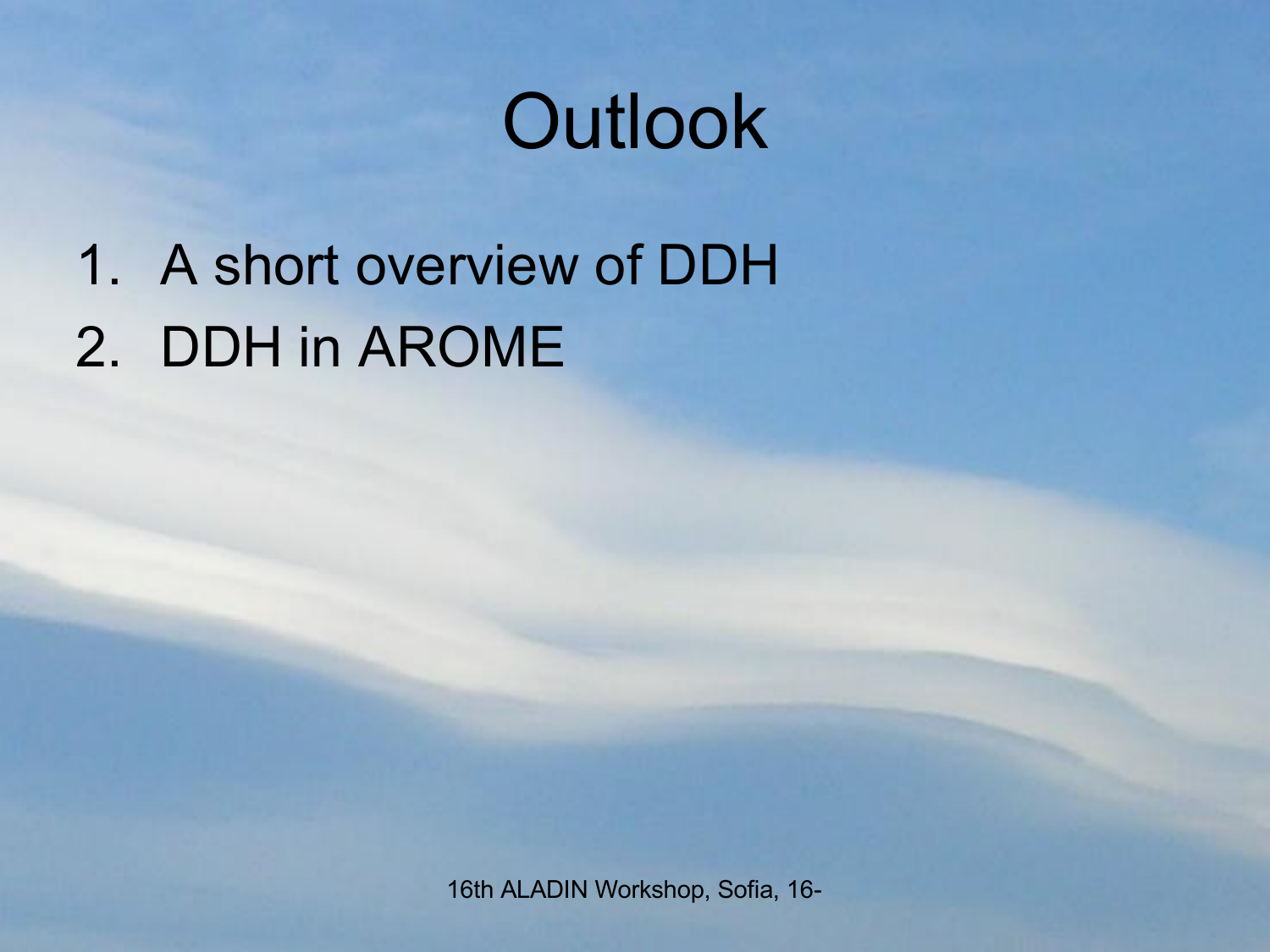# Outlook

1. A short overview of DDH
2. DDH in AROME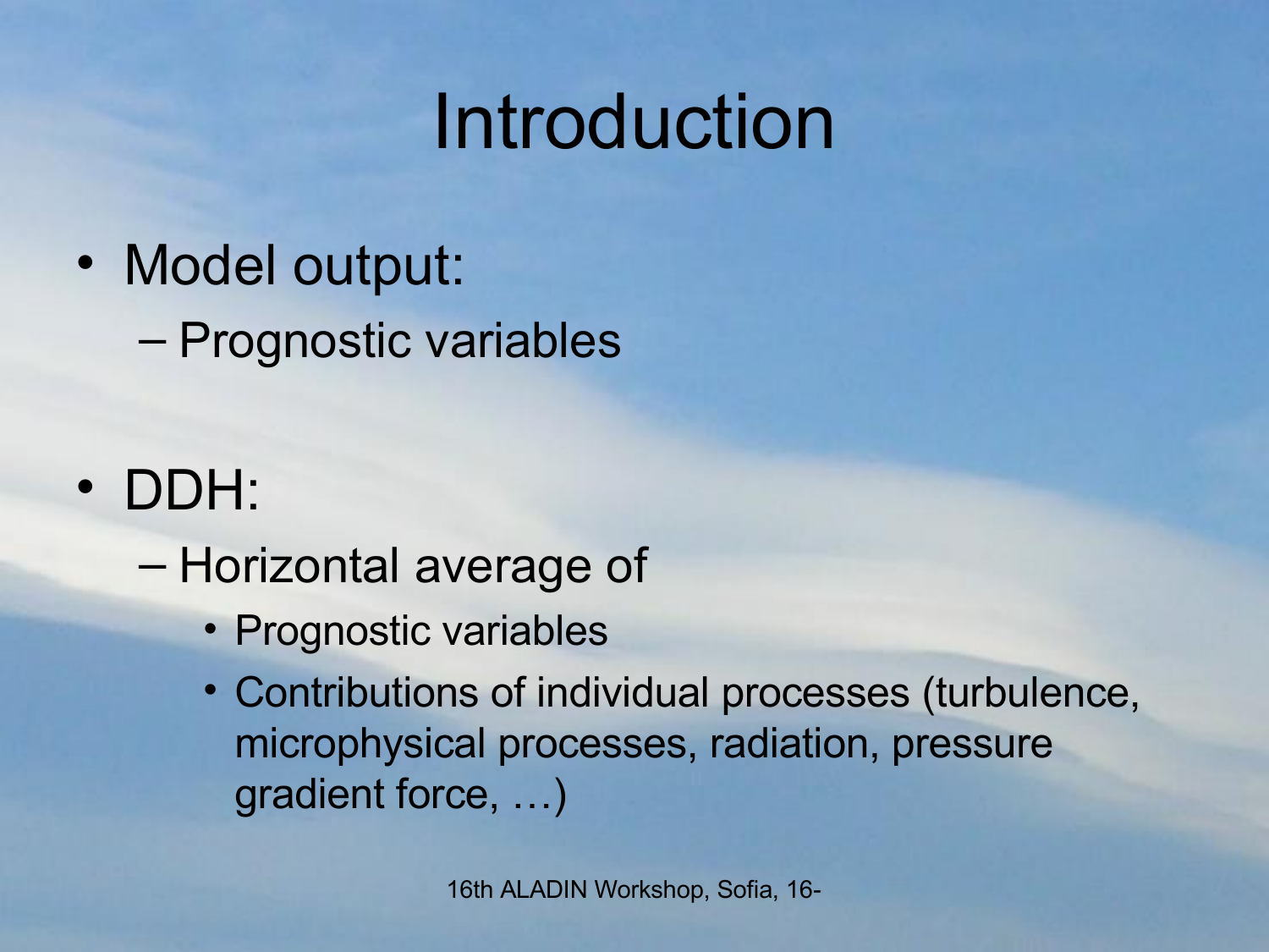# Introduction

- Model output:
  - Prognostic variables
- DDH:
  - Horizontal average of
    - Prognostic variables
    - Contributions of individual processes (turbulence, microphysical processes, radiation, pressure gradient force, …)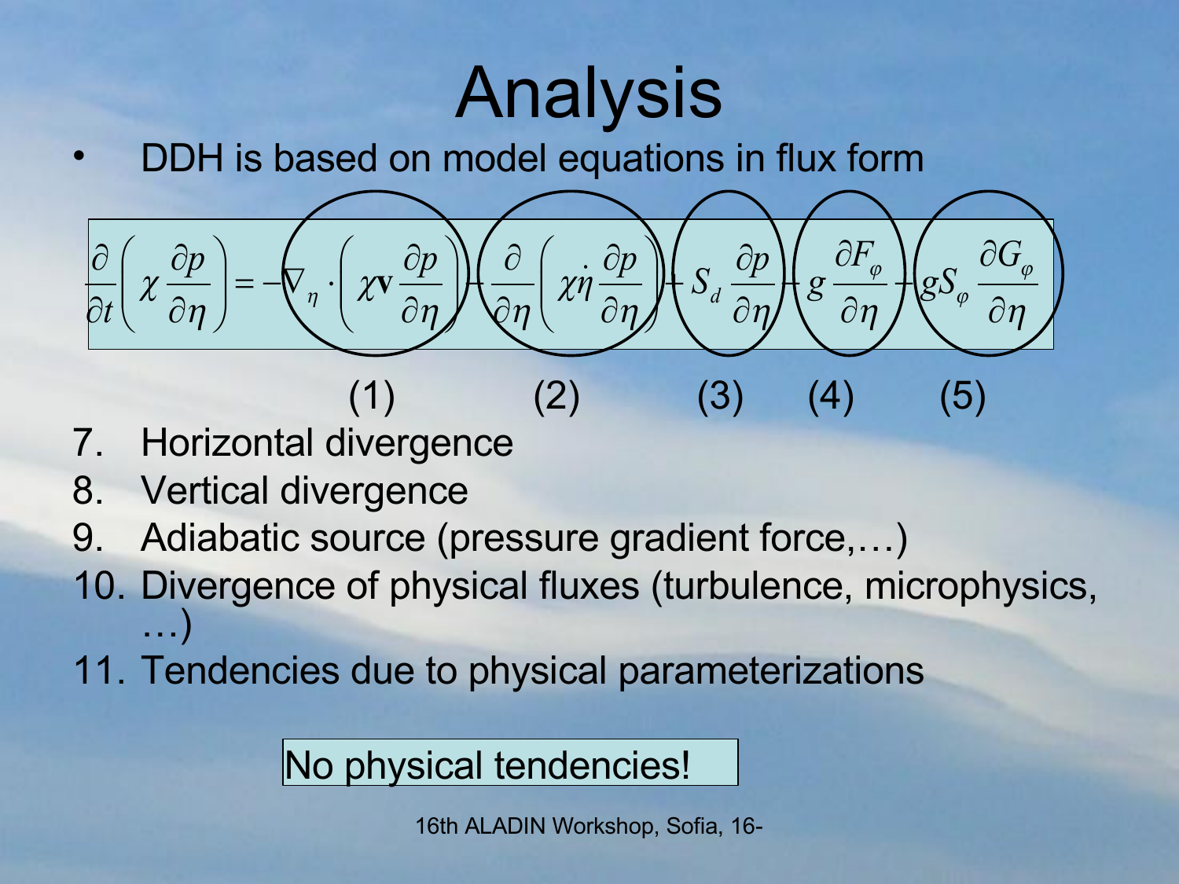# Analysis

- DDH is based on model equations in flux form

$$\frac{\partial}{\partial t}\left(\chi \frac{\partial p}{\partial \eta}\right) = -\nabla_\eta \cdot \left(\chi \mathbf{v} \frac{\partial p}{\partial \eta}\right) - \frac{\partial}{\partial \eta}\left(\chi \dot{\eta} \frac{\partial p}{\partial \eta}\right) + S_d \frac{\partial p}{\partial \eta} - g \frac{\partial F_\varphi}{\partial \eta} - g S_\varphi \frac{\partial G_\varphi}{\partial \eta}$$

(1) (2) (3) (4) (5)

7. Horizontal divergence
8. Vertical divergence
9. Adiabatic source (pressure gradient force,…)
10. Divergence of physical fluxes (turbulence, microphysics, …)
11. Tendencies due to physical parameterizations

No physical tendencies!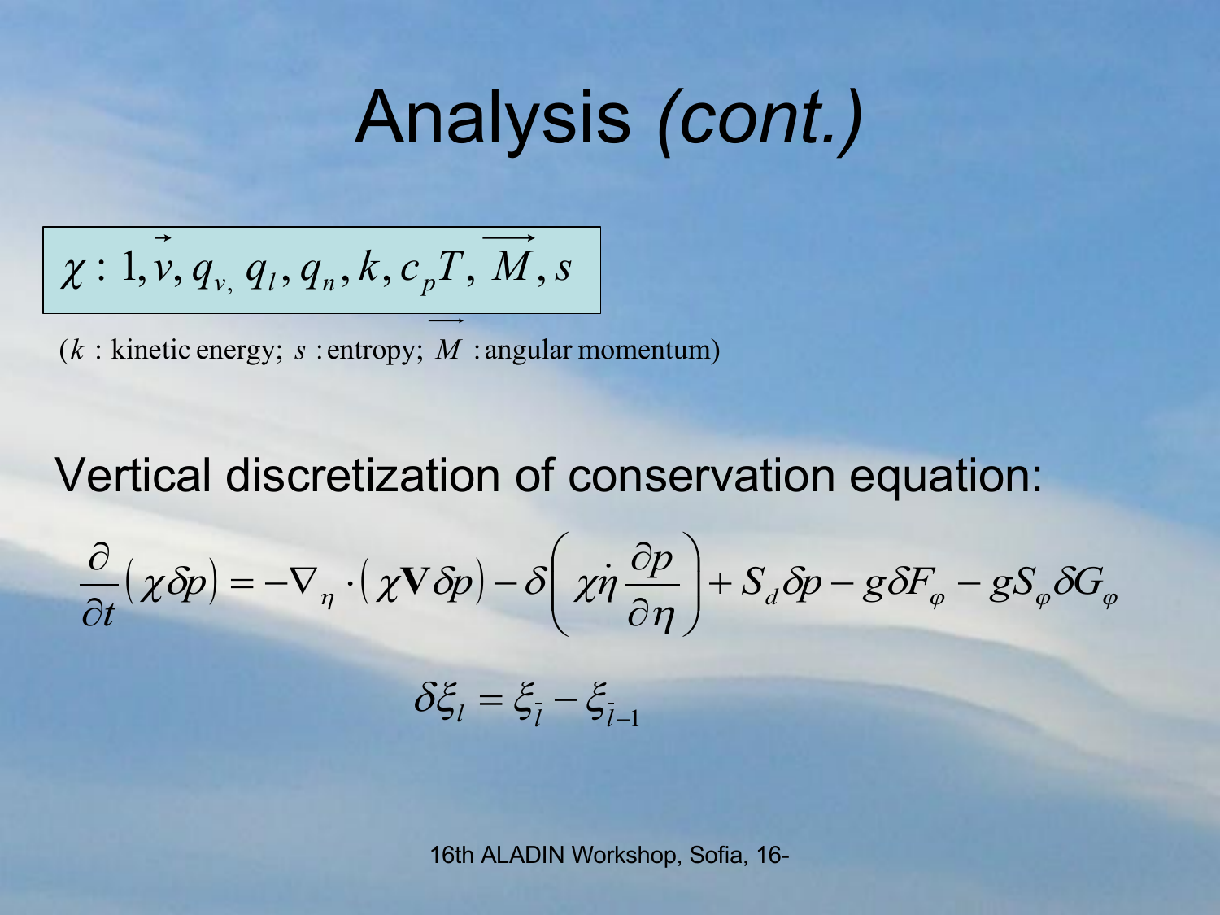# Analysis *(cont.)*

$$\chi : 1, \vec{v}, q_{v}, q_l, q_n, k, c_p T, \overrightarrow{M}, s$$

($k$ : kinetic energy; $s$ : entropy; $\overrightarrow{M}$ : angular momentum)

Vertical discretization of conservation equation:

$$\frac{\partial}{\partial t}(\chi \delta p) = -\nabla_{\eta} \cdot (\chi \mathbf{V} \delta p) - \delta\left(\chi \dot{\eta} \frac{\partial p}{\partial \eta}\right) + S_d \delta p - g \delta F_{\varphi} - g S_{\varphi} \delta G_{\varphi}$$

$$\delta \xi_l = \xi_{\bar{l}} - \xi_{\bar{l}-1}$$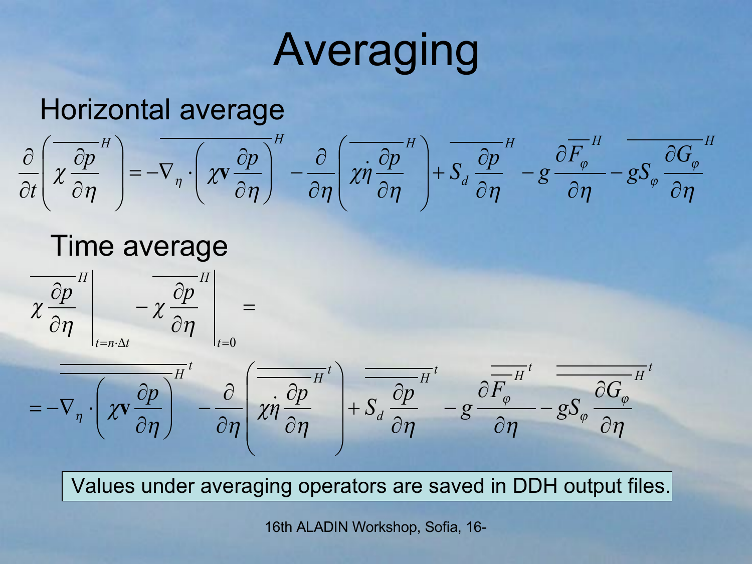# Averaging

## Horizontal average

$$\frac{\partial}{\partial t}\left(\overline{\chi\frac{\partial p}{\partial \eta}}^{H}\right) = -\overline{\nabla_{\eta}\cdot\left(\chi\mathbf{v}\frac{\partial p}{\partial \eta}\right)}^{H} - \frac{\partial}{\partial \eta}\left(\overline{\chi\dot{\eta}\frac{\partial p}{\partial \eta}}^{H}\right) + \overline{S_d\frac{\partial p}{\partial \eta}}^{H} - g\frac{\partial \overline{F_{\varphi}}^{H}}{\partial \eta} - \overline{gS_{\varphi}\frac{\partial G_{\varphi}}{\partial \eta}}^{H}$$

## Time average

$$\left.\overline{\chi\frac{\partial p}{\partial \eta}}^{H}\right|_{t=n\cdot\Delta t} - \left.\overline{\chi\frac{\partial p}{\partial \eta}}^{H}\right|_{t=0} =$$

$$= -\overline{\overline{\nabla_{\eta}\cdot\left(\chi\mathbf{v}\frac{\partial p}{\partial \eta}\right)}^{H}}^{t} - \frac{\partial}{\partial \eta}\left(\overline{\overline{\chi\dot{\eta}\frac{\partial p}{\partial \eta}}^{H}}^{t}\right) + \overline{\overline{S_d\frac{\partial p}{\partial \eta}}^{H}}^{t} - g\frac{\partial \overline{\overline{F_{\varphi}}^{H}}^{t}}{\partial \eta} - \overline{\overline{gS_{\varphi}\frac{\partial G_{\varphi}}{\partial \eta}}^{H}}^{t}$$

Values under averaging operators are saved in DDH output files.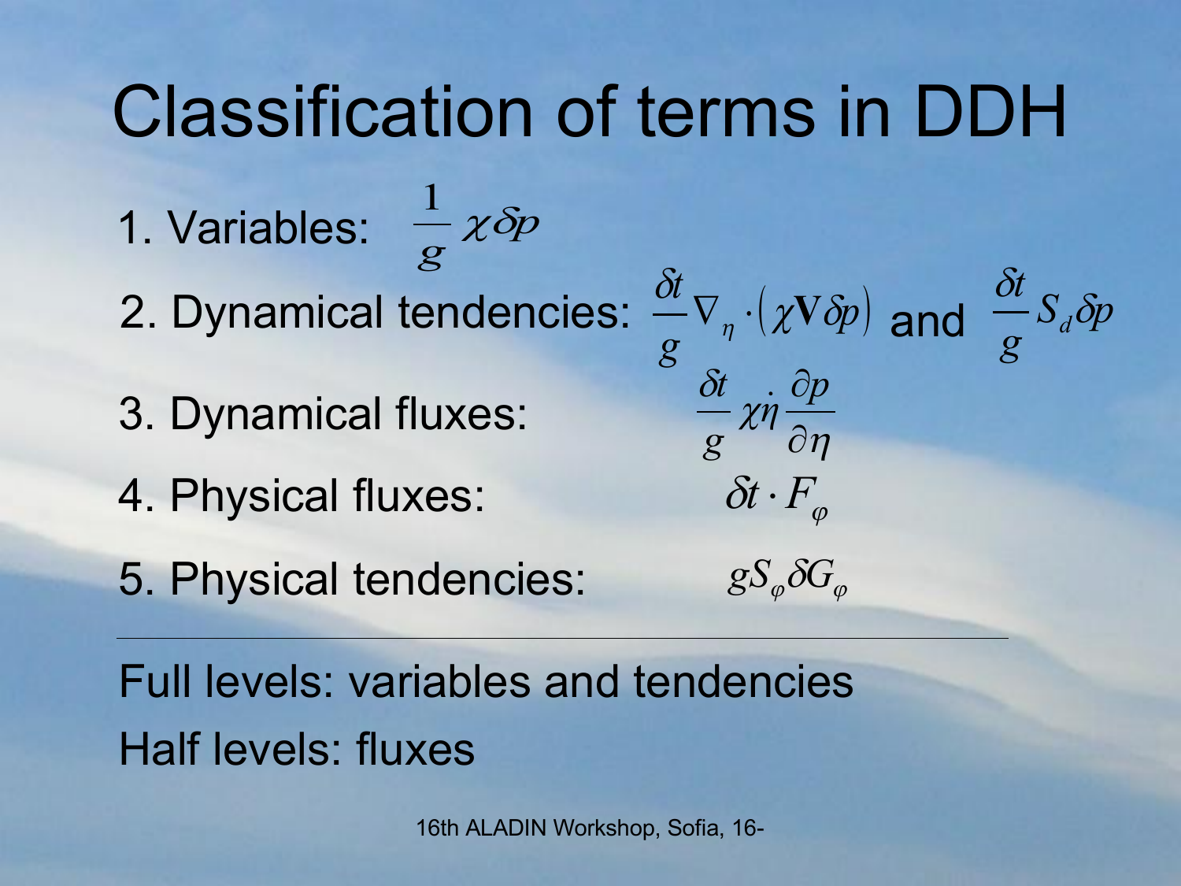# Classification of terms in DDH

1. Variables: $\frac{1}{g}\chi\delta p$
2. Dynamical tendencies: $\frac{\delta t}{g}\nabla_\eta \cdot \left(\chi \mathbf{V}\delta p\right)$ and $\frac{\delta t}{g}S_d\delta p$
3. Dynamical fluxes: $\frac{\delta t}{g}\chi\dot{\eta}\frac{\partial p}{\partial \eta}$
4. Physical fluxes: $\delta t \cdot F_\varphi$
5. Physical tendencies: $gS_\varphi\delta G_\varphi$

---

Full levels: variables and tendencies

Half levels: fluxes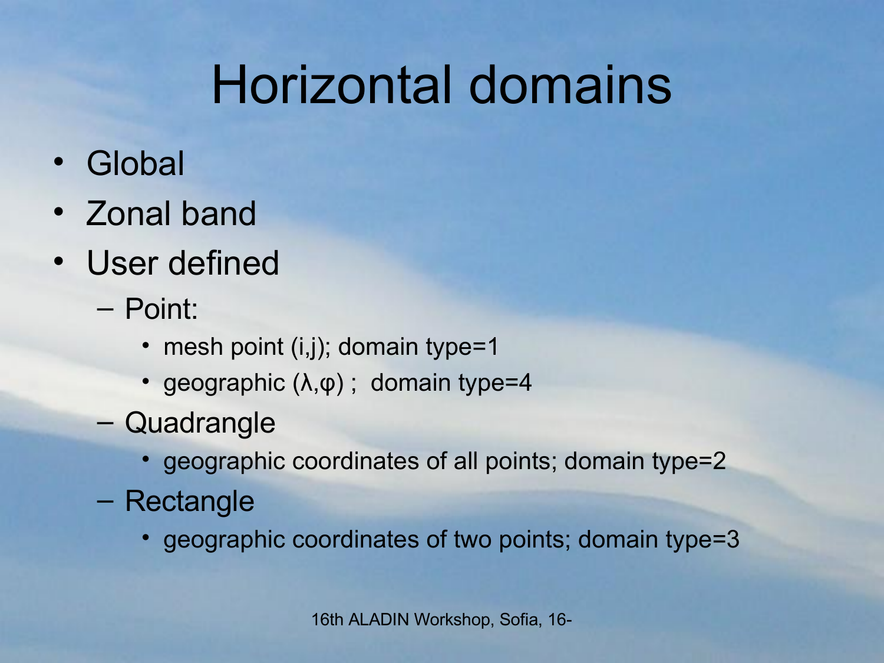# Horizontal domains

- Global
- Zonal band
- User defined
  - Point:
    - mesh point (i,j); domain type=1
    - geographic ($\lambda$,$\varphi$) ; domain type=4
  - Quadrangle
    - geographic coordinates of all points; domain type=2
  - Rectangle
    - geographic coordinates of two points; domain type=3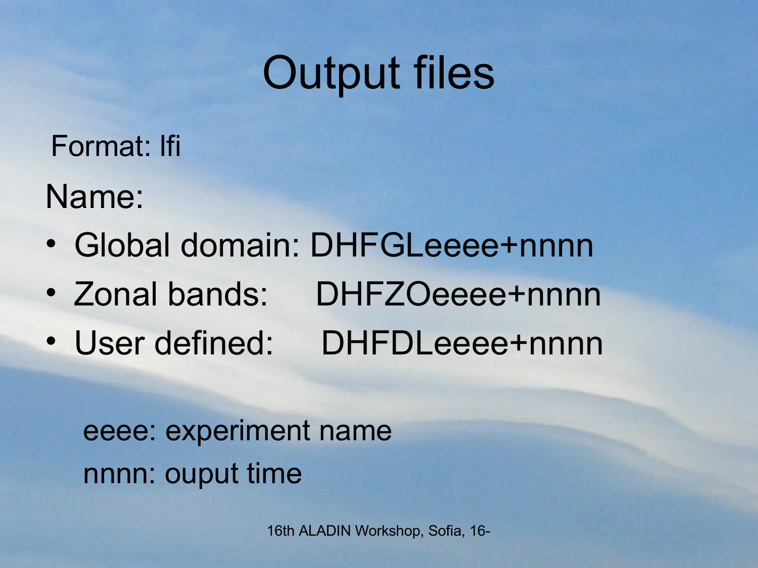# Output files

Format: lfi

Name:

- Global domain: DHFGLeeee+nnnn
- Zonal bands: DHFZOeeee+nnnn
- User defined: DHFDLeeee+nnnn

eeee: experiment name

nnnn: ouput time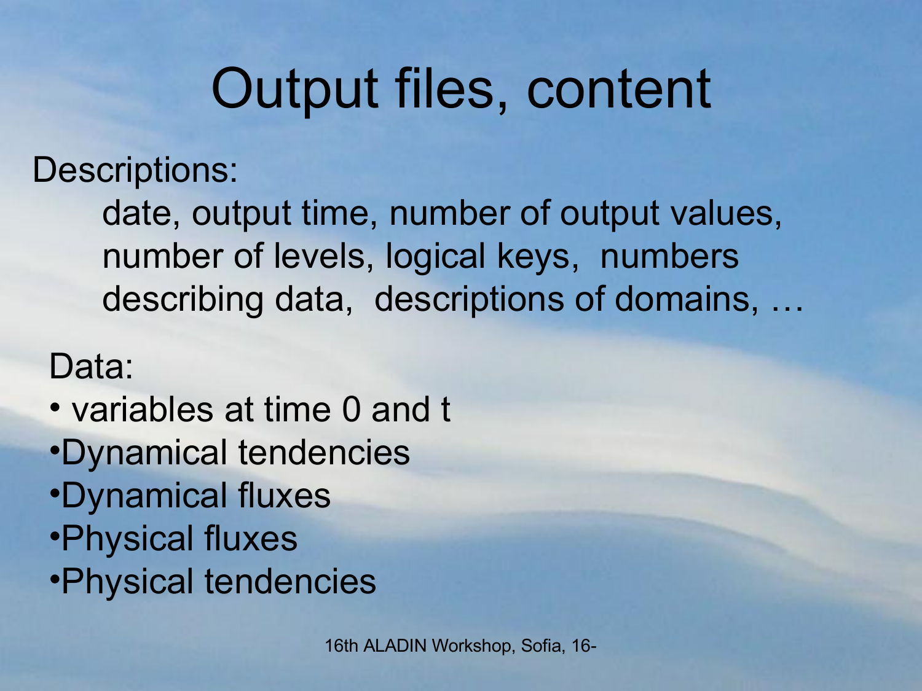# Output files, content

Descriptions:

date, output time, number of output values, number of levels, logical keys, numbers describing data, descriptions of domains, …

Data:

- variables at time 0 and t
- Dynamical tendencies
- Dynamical fluxes
- Physical fluxes
- Physical tendencies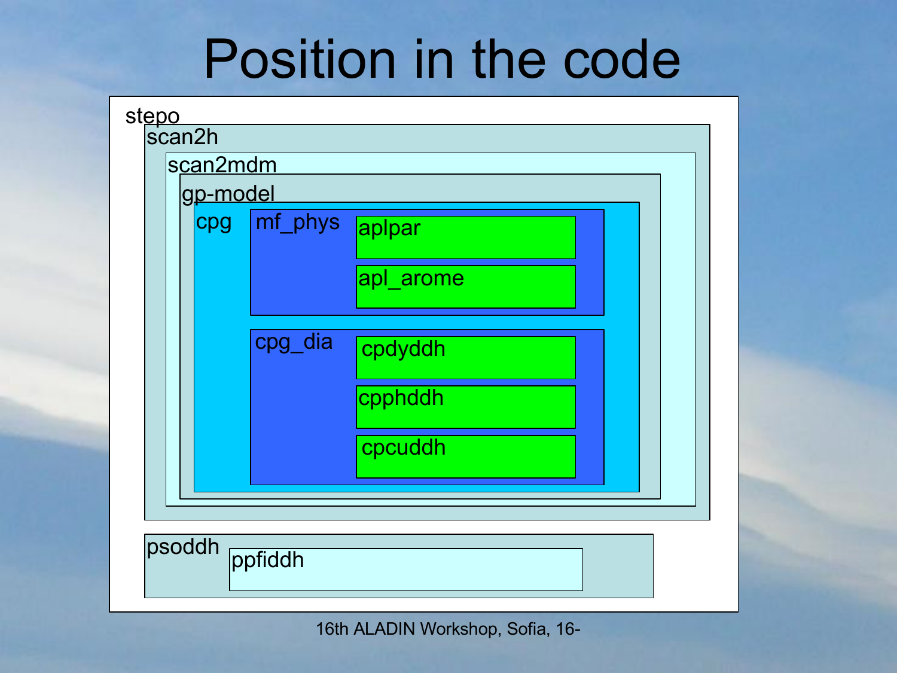# Position in the code

- stepo
  - scan2h
    - scan2mdm
      - gp-model
        - cpg
          - mf_phys
            - aplpar
            - apl_arome
          - cpg_dia
            - cpdyddh
            - cpphddh
            - cpcuddh
  - psoddh
    - ppfiddh

16th ALADIN Workshop, Sofia, 16-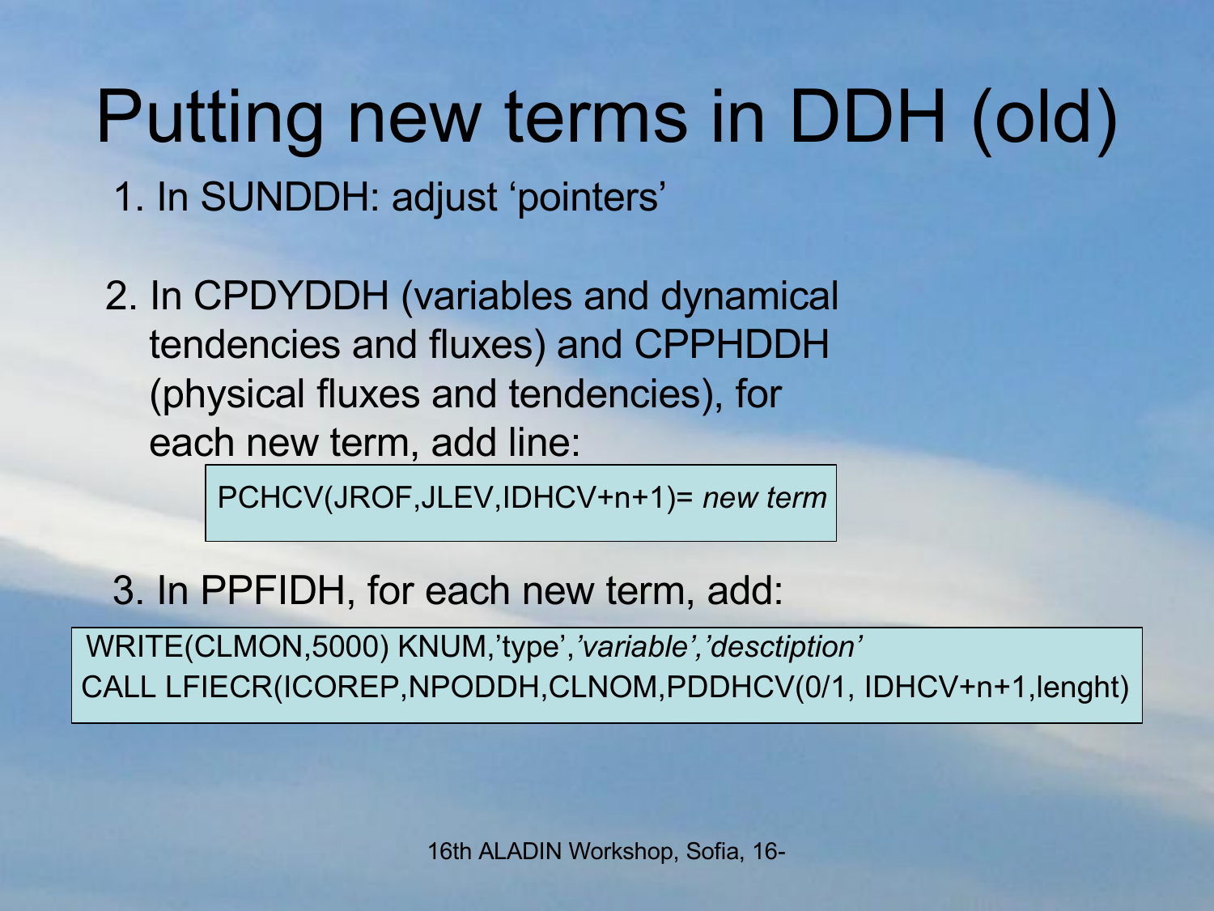# Putting new terms in DDH (old)

1. In SUNDDH: adjust 'pointers'

2. In CPDYDDH (variables and dynamical tendencies and fluxes) and CPPHDDH (physical fluxes and tendencies), for each new term, add line:

```
PCHCV(JROF,JLEV,IDHCV+n+1)= new term
```

3. In PPFIDH, for each new term, add:

```
WRITE(CLMON,5000) KNUM,'type','variable','desctiption'
CALL LFIECR(ICOREP,NPODDH,CLNOM,PDDHCV(0/1, IDHCV+n+1,lenght)
```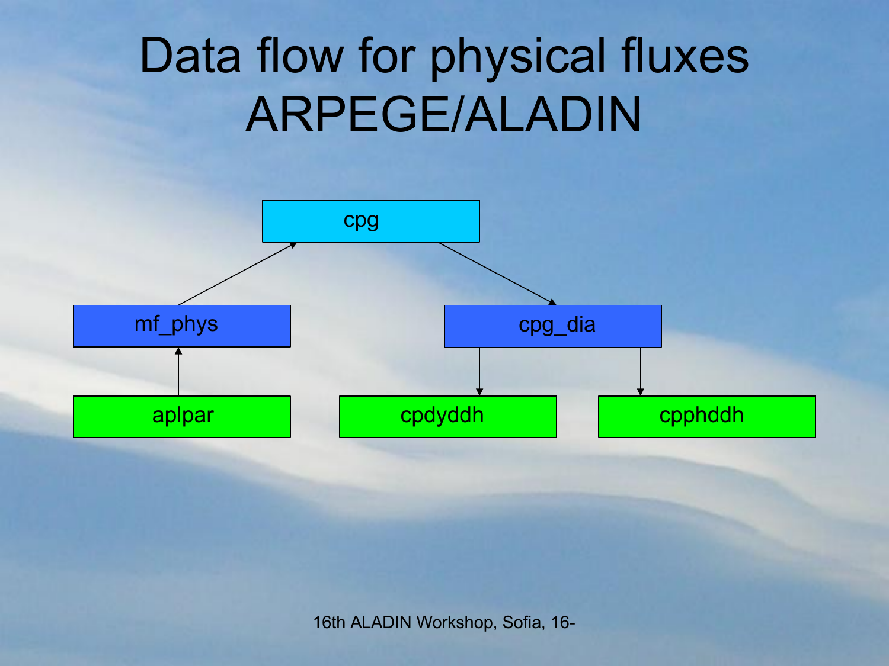# Data flow for physical fluxes ARPEGE/ALADIN

cpg

mf_phys

cpg_dia

aplpar

cpdyddh

cpphddh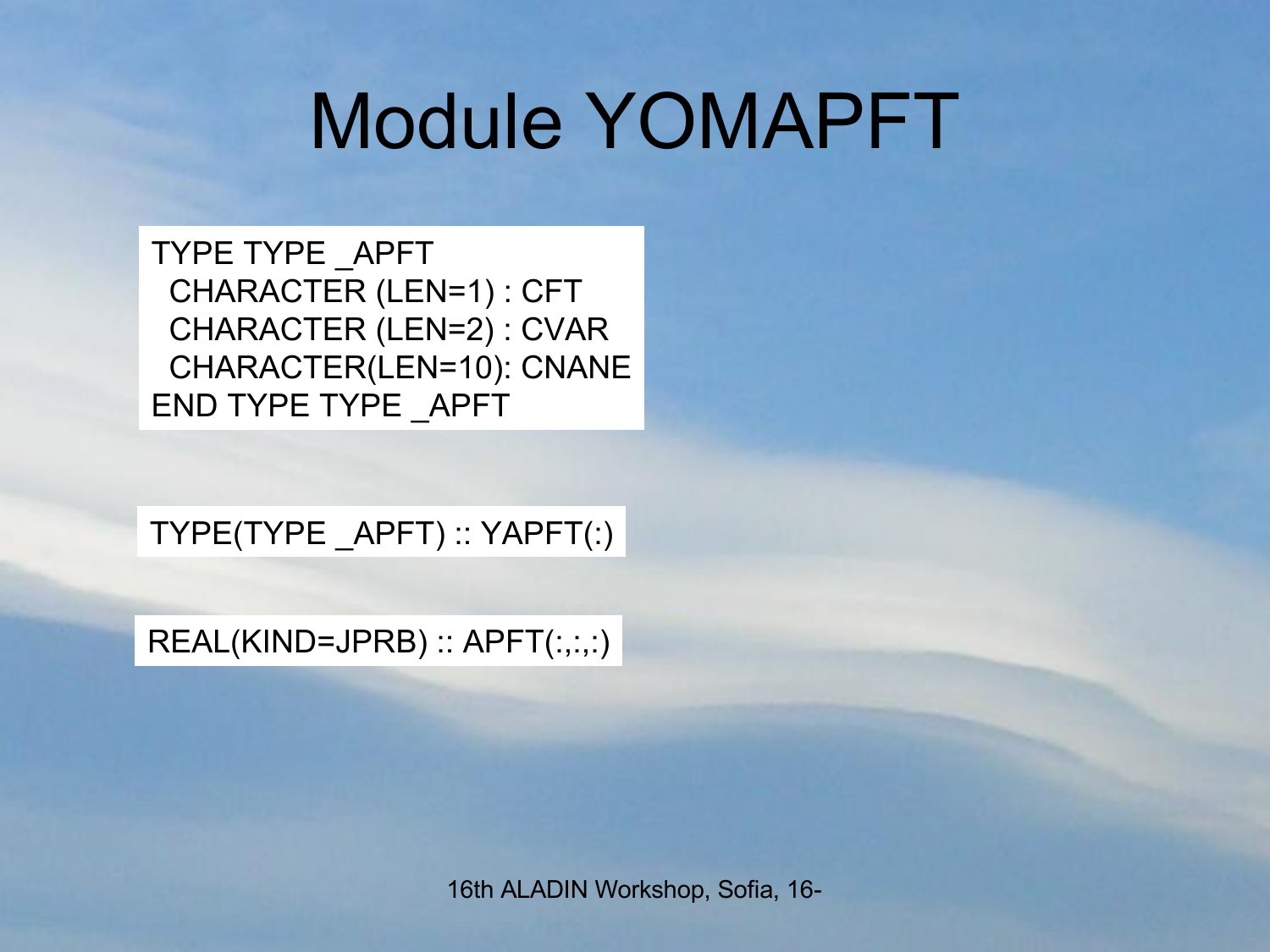# Module YOMAPFT

```
TYPE TYPE _APFT
  CHARACTER (LEN=1) : CFT
  CHARACTER (LEN=2) : CVAR
  CHARACTER(LEN=10): CNANE
END TYPE TYPE _APFT
```

```
TYPE(TYPE _APFT) :: YAPFT(:)
```

```
REAL(KIND=JPRB) :: APFT(:,:,:)
```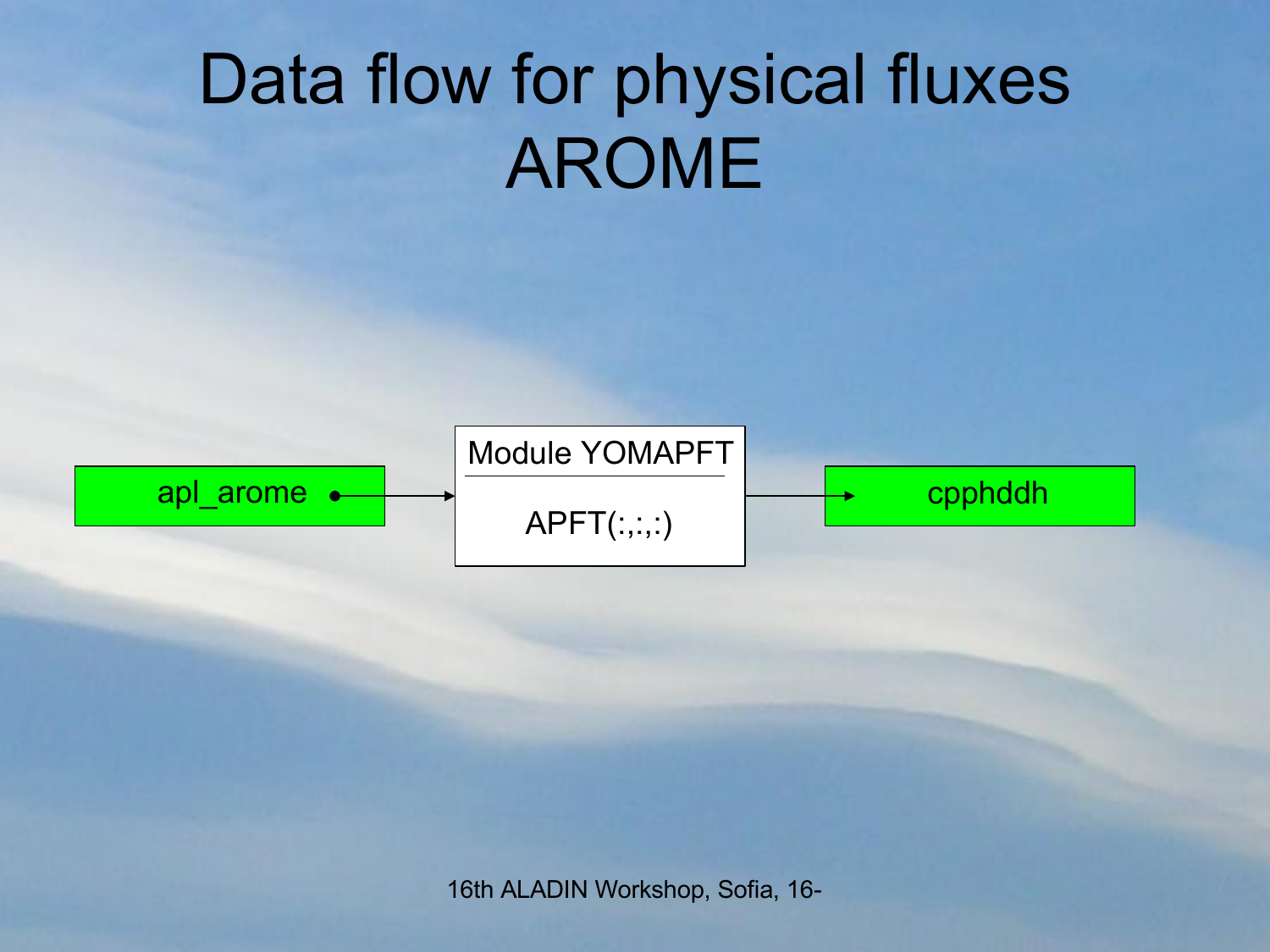# Data flow for physical fluxes AROME

apl_arome → Module YOMAPFT

APFT(:,:,:) → cpphddh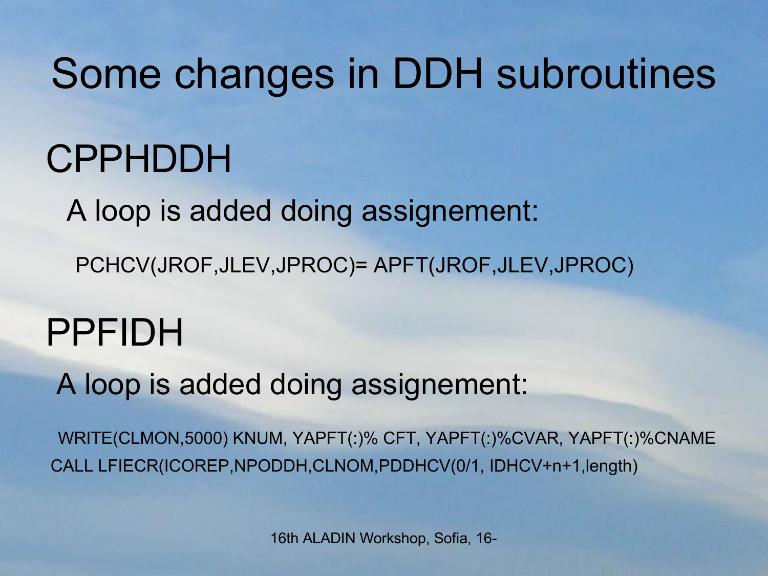# Some changes in DDH subroutines

## CPPHDDH

A loop is added doing assignement:

```
PCHCV(JROF,JLEV,JPROC)= APFT(JROF,JLEV,JPROC)
```

## PPFIDH

A loop is added doing assignement:

```
WRITE(CLMON,5000) KNUM, YAPFT(:)% CFT, YAPFT(:)%CVAR, YAPFT(:)%CNAME
CALL LFIECR(ICOREP,NPODDH,CLNOM,PDDHCV(0/1, IDHCV+n+1,length)
```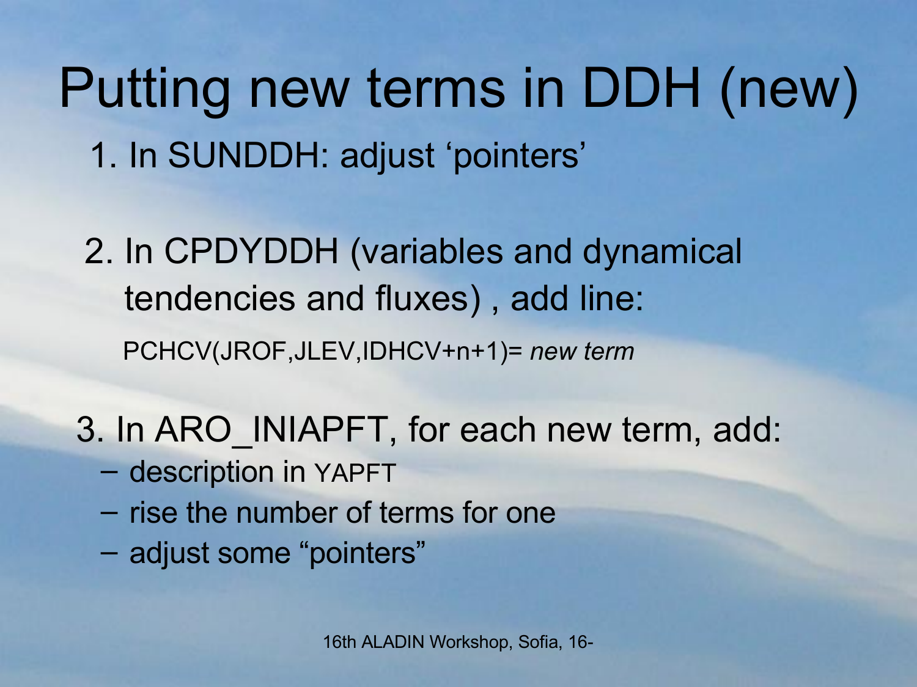# Putting new terms in DDH (new)

1. In SUNDDH: adjust ‘pointers’

2. In CPDYDDH (variables and dynamical tendencies and fluxes) , add line:

   PCHCV(JROF,JLEV,IDHCV+n+1)= *new term*

3. In ARO_INIAPFT, for each new term, add:
   - description in YAPFT
   - rise the number of terms for one
   - adjust some “pointers”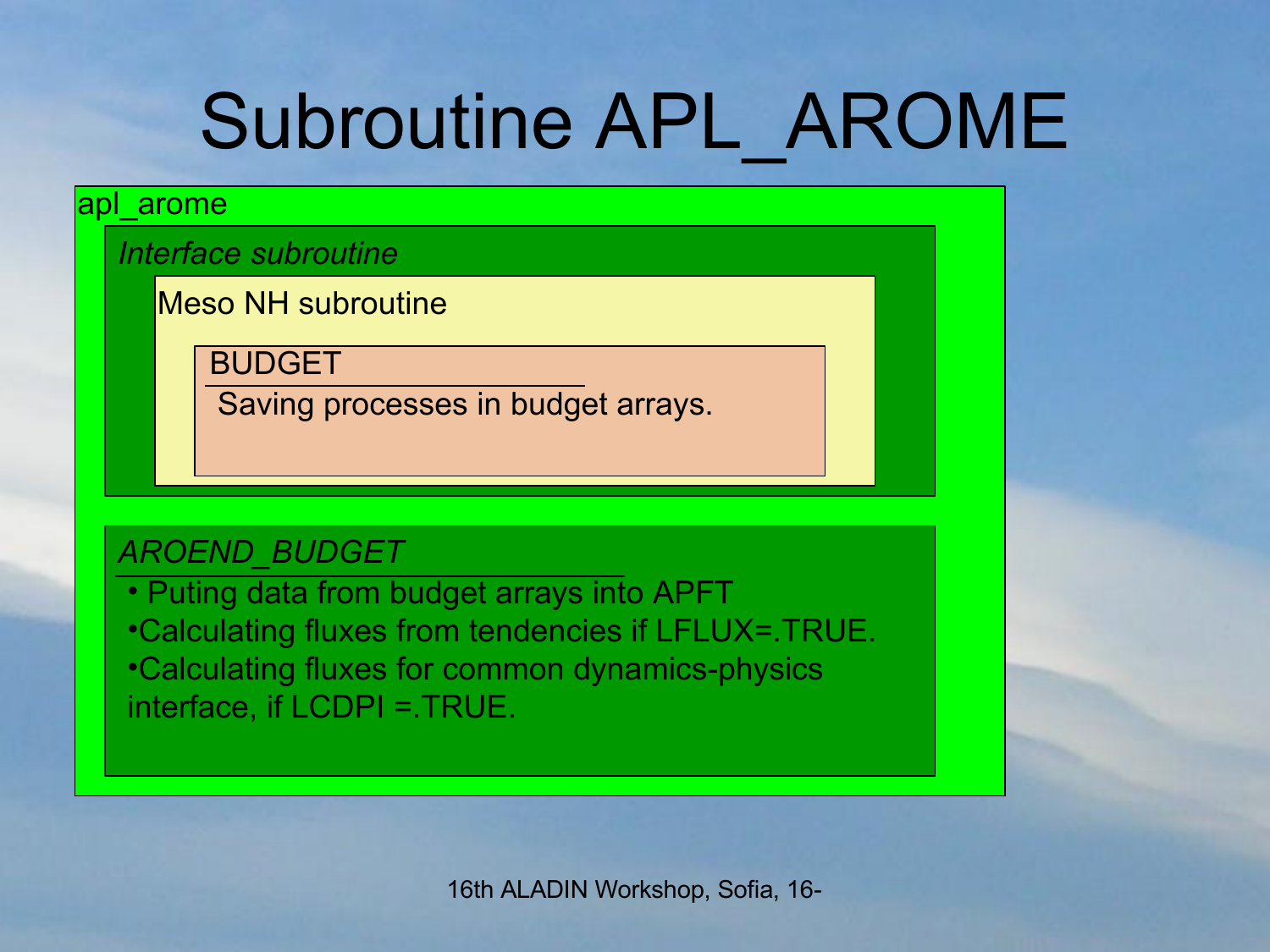# Subroutine APL_AROME

apl_arome

*Interface subroutine*

Meso NH subroutine

BUDGET

Saving processes in budget arrays.

*AROEND_BUDGET*

- Puting data from budget arrays into APFT
- Calculating fluxes from tendencies if LFLUX=.TRUE.
- Calculating fluxes for common dynamics-physics interface, if LCDPI =.TRUE.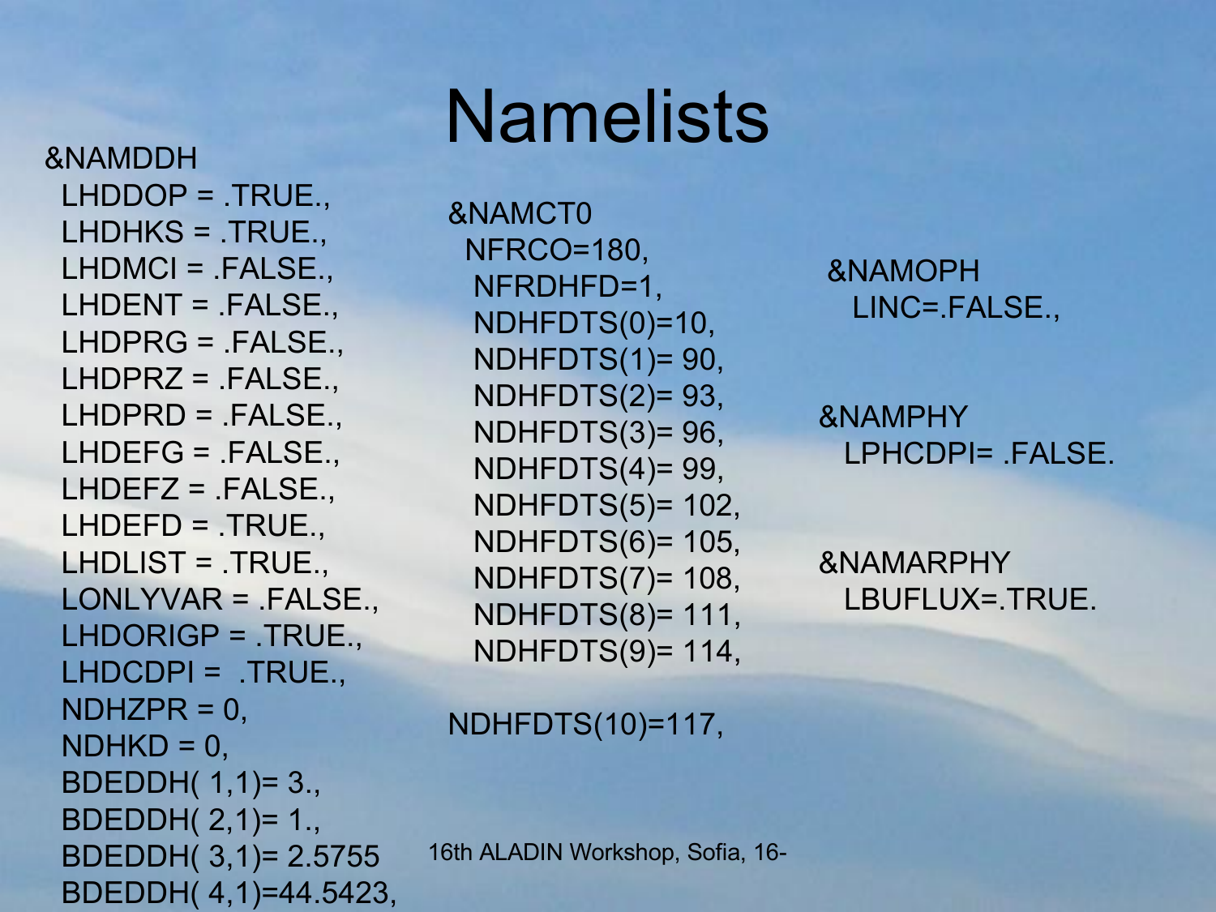# Namelists

```
&NAMDDH
 LHDDOP = .TRUE.,
 LHDHKS = .TRUE.,
 LHDMCI = .FALSE.,
 LHDENT = .FALSE.,
 LHDPRG = .FALSE.,
 LHDPRZ = .FALSE.,
 LHDPRD = .FALSE.,
 LHDEFG = .FALSE.,
 LHDEFZ = .FALSE.,
 LHDEFD = .TRUE.,
 LHDLIST = .TRUE.,
 LONLYVAR = .FALSE.,
 LHDORIGP = .TRUE.,
 LHDCDPI =  .TRUE.,
 NDHZPR = 0,
 NDHKD = 0,
 BDEDDH( 1,1)= 3.,
 BDEDDH( 2,1)= 1.,
 BDEDDH( 3,1)= 2.5755
 BDEDDH( 4,1)=44.5423,
```

```
&NAMCT0
 NFRCO=180,
  NFRDHFD=1,
  NDHFDTS(0)=10,
  NDHFDTS(1)= 90,
  NDHFDTS(2)= 93,
  NDHFDTS(3)= 96,
  NDHFDTS(4)= 99,
  NDHFDTS(5)= 102,
  NDHFDTS(6)= 105,
  NDHFDTS(7)= 108,
  NDHFDTS(8)= 111,
  NDHFDTS(9)= 114,

NDHFDTS(10)=117,
```

```
&NAMOPH
   LINC=.FALSE.,

&NAMPHY
  LPHCDPI= .FALSE.

&NAMARPHY
  LBUFLUX=.TRUE.
```